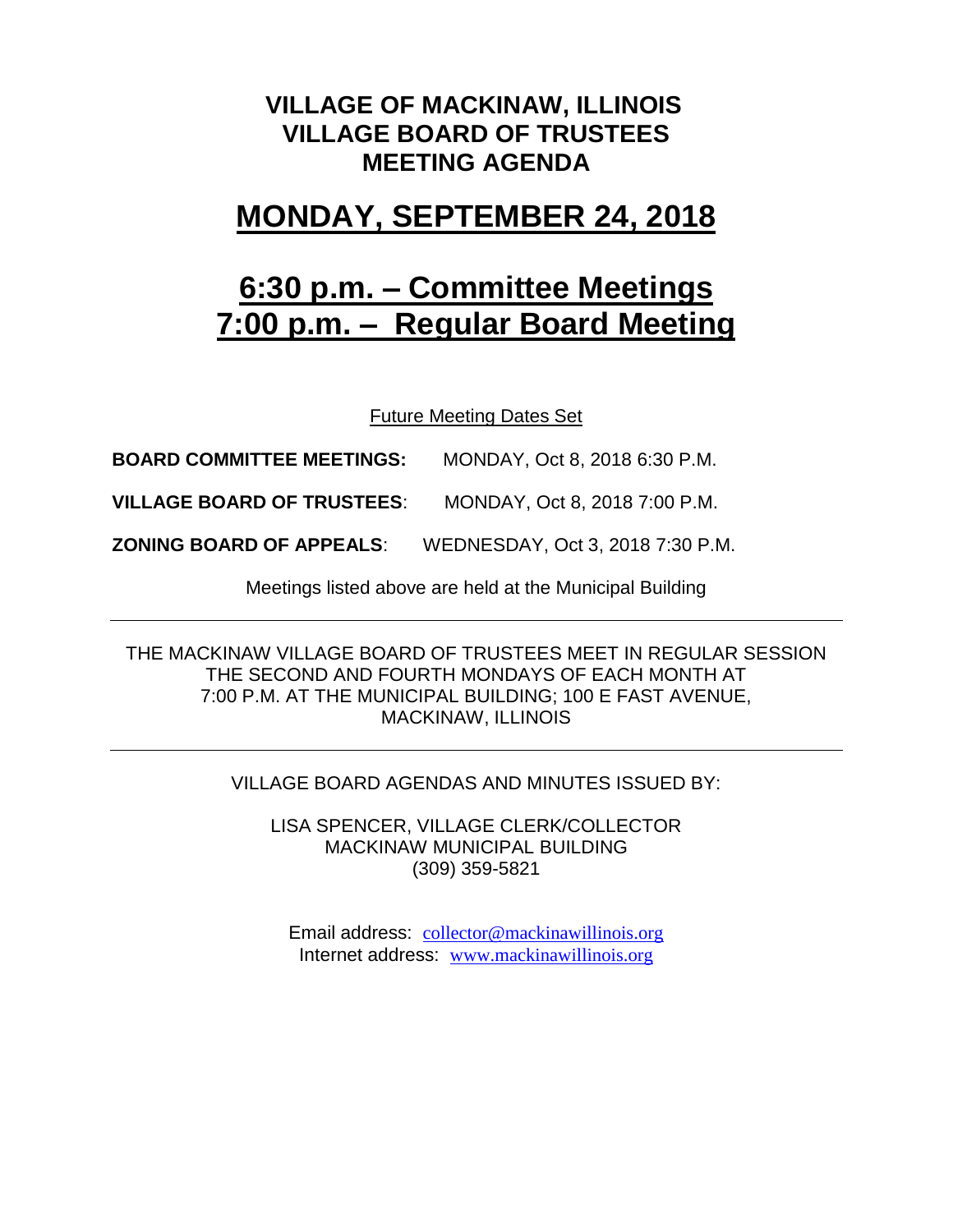# VILLAGE OF MACKINAW, ILLINOIS
# VILLAGE BOARD OF TRUSTEES
# MEETING AGENDA

## MONDAY, SEPTEMBER 24, 2018

## 6:30 p.m. – Committee Meetings
## 7:00 p.m. – Regular Board Meeting

Future Meeting Dates Set

**BOARD COMMITTEE MEETINGS:** MONDAY, Oct 8, 2018 6:30 P.M.

**VILLAGE BOARD OF TRUSTEES**: MONDAY, Oct 8, 2018 7:00 P.M.

**ZONING BOARD OF APPEALS**: WEDNESDAY, Oct 3, 2018 7:30 P.M.

Meetings listed above are held at the Municipal Building

---

THE MACKINAW VILLAGE BOARD OF TRUSTEES MEET IN REGULAR SESSION THE SECOND AND FOURTH MONDAYS OF EACH MONTH AT 7:00 P.M. AT THE MUNICIPAL BUILDING; 100 E FAST AVENUE, MACKINAW, ILLINOIS

---

VILLAGE BOARD AGENDAS AND MINUTES ISSUED BY:

LISA SPENCER, VILLAGE CLERK/COLLECTOR
MACKINAW MUNICIPAL BUILDING
(309) 359-5821

Email address: collector@mackinawillinois.org
Internet address: www.mackinawillinois.org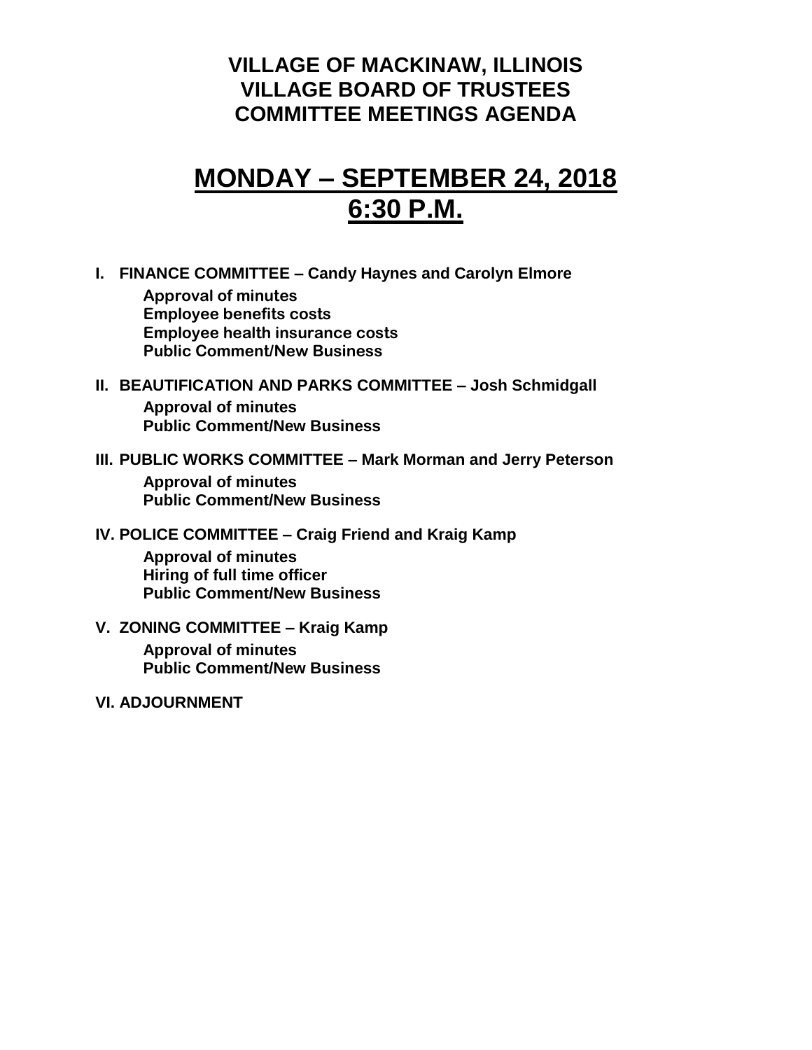# VILLAGE OF MACKINAW, ILLINOIS
# VILLAGE BOARD OF TRUSTEES
# COMMITTEE MEETINGS AGENDA

## MONDAY – SEPTEMBER 24, 2018
## 6:30 P.M.

**I. FINANCE COMMITTEE – Candy Haynes and Carolyn Elmore**

- **Approval of minutes**
- **Employee benefits costs**
- **Employee health insurance costs**
- **Public Comment/New Business**

**II. BEAUTIFICATION AND PARKS COMMITTEE – Josh Schmidgall**

- **Approval of minutes**
- **Public Comment/New Business**

**III. PUBLIC WORKS COMMITTEE – Mark Morman and Jerry Peterson**

- **Approval of minutes**
- **Public Comment/New Business**

**IV. POLICE COMMITTEE – Craig Friend and Kraig Kamp**

- **Approval of minutes**
- **Hiring of full time officer**
- **Public Comment/New Business**

**V. ZONING COMMITTEE – Kraig Kamp**

- **Approval of minutes**
- **Public Comment/New Business**

**VI. ADJOURNMENT**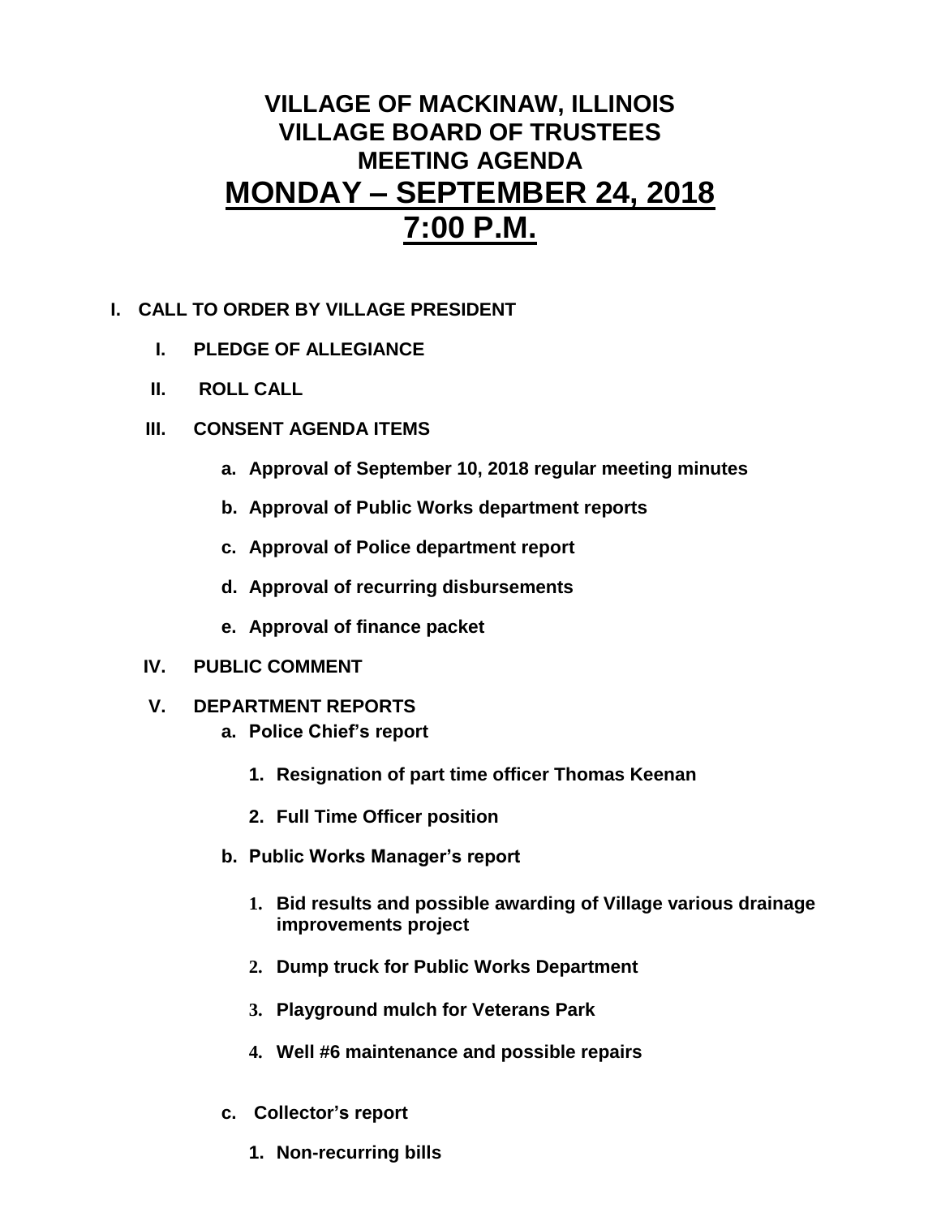# VILLAGE OF MACKINAW, ILLINOIS
# VILLAGE BOARD OF TRUSTEES
# MEETING AGENDA
# MONDAY – SEPTEMBER 24, 2018
# 7:00 P.M.

**I. CALL TO ORDER BY VILLAGE PRESIDENT**

- **I. PLEDGE OF ALLEGIANCE**
- **II. ROLL CALL**
- **III. CONSENT AGENDA ITEMS**
  - **a. Approval of September 10, 2018 regular meeting minutes**
  - **b. Approval of Public Works department reports**
  - **c. Approval of Police department report**
  - **d. Approval of recurring disbursements**
  - **e. Approval of finance packet**
- **IV. PUBLIC COMMENT**
- **V. DEPARTMENT REPORTS**
  - **a. Police Chief's report**
    1. **Resignation of part time officer Thomas Keenan**
    2. **Full Time Officer position**
  - **b. Public Works Manager's report**
    1. **Bid results and possible awarding of Village various drainage improvements project**
    2. **Dump truck for Public Works Department**
    3. **Playground mulch for Veterans Park**
    4. **Well #6 maintenance and possible repairs**
  - **c. Collector's report**
    1. **Non-recurring bills**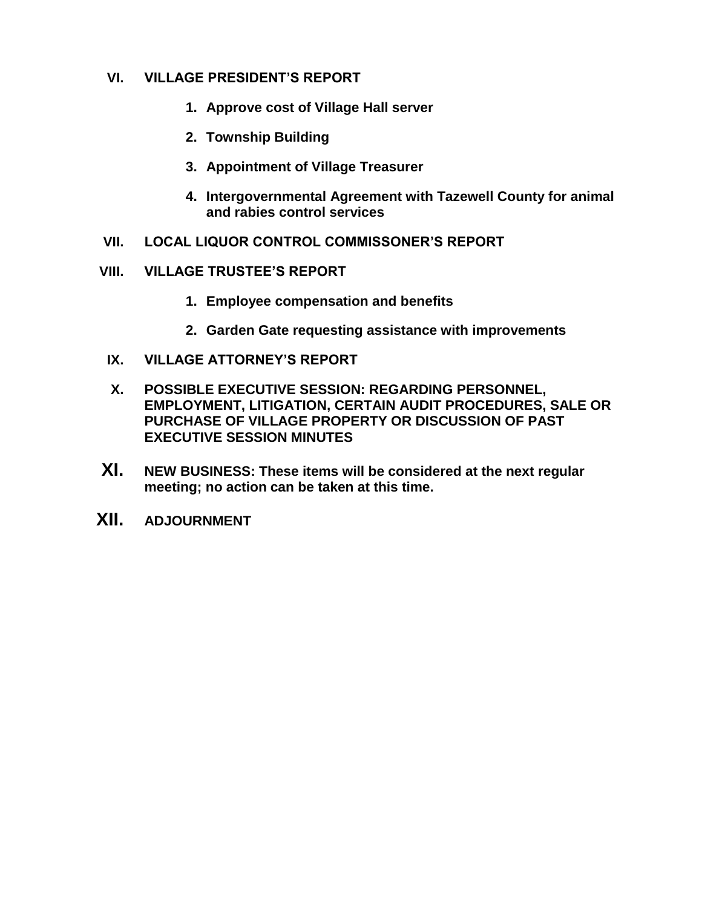**VI. VILLAGE PRESIDENT'S REPORT**

1. **Approve cost of Village Hall server**
2. **Township Building**
3. **Appointment of Village Treasurer**
4. **Intergovernmental Agreement with Tazewell County for animal and rabies control services**

**VII. LOCAL LIQUOR CONTROL COMMISSONER'S REPORT**

**VIII. VILLAGE TRUSTEE'S REPORT**

1. **Employee compensation and benefits**
2. **Garden Gate requesting assistance with improvements**

**IX. VILLAGE ATTORNEY'S REPORT**

**X. POSSIBLE EXECUTIVE SESSION: REGARDING PERSONNEL, EMPLOYMENT, LITIGATION, CERTAIN AUDIT PROCEDURES, SALE OR PURCHASE OF VILLAGE PROPERTY OR DISCUSSION OF PAST EXECUTIVE SESSION MINUTES**

**XI. NEW BUSINESS: These items will be considered at the next regular meeting; no action can be taken at this time.**

**XII. ADJOURNMENT**